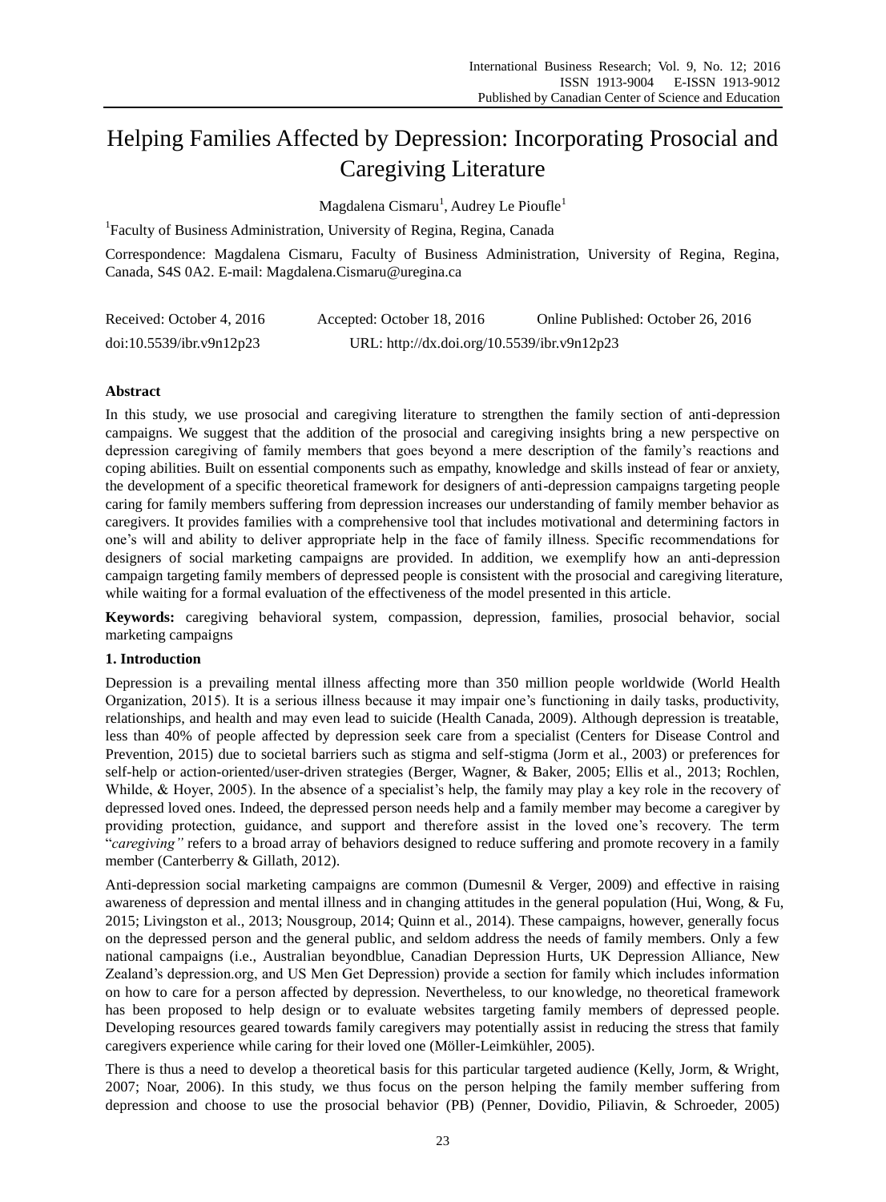# Helping Families Affected by Depression: Incorporating Prosocial and Caregiving Literature

Magdalena Cismaru[1], Audrey Le Pioufle[1]

[1]Faculty of Business Administration, University of Regina, Regina, Canada

Correspondence: Magdalena Cismaru, Faculty of Business Administration, University of Regina, Regina, Canada, S4S 0A2. E-mail: Magdalena.Cismaru@uregina.ca

Received: October 4, 2016 Accepted: October 18, 2016 Online Published: October 26, 2016

doi:10.5539/ibr.v9n12p23 URL: http://dx.doi.org/10.5539/ibr.v9n12p23

## Abstract

In this study, we use prosocial and caregiving literature to strengthen the family section of anti-depression campaigns. We suggest that the addition of the prosocial and caregiving insights bring a new perspective on depression caregiving of family members that goes beyond a mere description of the family's reactions and coping abilities. Built on essential components such as empathy, knowledge and skills instead of fear or anxiety, the development of a specific theoretical framework for designers of anti-depression campaigns targeting people caring for family members suffering from depression increases our understanding of family member behavior as caregivers. It provides families with a comprehensive tool that includes motivational and determining factors in one's will and ability to deliver appropriate help in the face of family illness. Specific recommendations for designers of social marketing campaigns are provided. In addition, we exemplify how an anti-depression campaign targeting family members of depressed people is consistent with the prosocial and caregiving literature, while waiting for a formal evaluation of the effectiveness of the model presented in this article.

**Keywords:** caregiving behavioral system, compassion, depression, families, prosocial behavior, social marketing campaigns

## 1. Introduction

Depression is a prevailing mental illness affecting more than 350 million people worldwide (World Health Organization, 2015). It is a serious illness because it may impair one's functioning in daily tasks, productivity, relationships, and health and may even lead to suicide (Health Canada, 2009). Although depression is treatable, less than 40% of people affected by depression seek care from a specialist (Centers for Disease Control and Prevention, 2015) due to societal barriers such as stigma and self-stigma (Jorm et al., 2003) or preferences for self-help or action-oriented/user-driven strategies (Berger, Wagner, & Baker, 2005; Ellis et al., 2013; Rochlen, Whilde, & Hoyer, 2005). In the absence of a specialist's help, the family may play a key role in the recovery of depressed loved ones. Indeed, the depressed person needs help and a family member may become a caregiver by providing protection, guidance, and support and therefore assist in the loved one's recovery. The term "*caregiving"* refers to a broad array of behaviors designed to reduce suffering and promote recovery in a family member (Canterberry & Gillath, 2012).

Anti-depression social marketing campaigns are common (Dumesnil & Verger, 2009) and effective in raising awareness of depression and mental illness and in changing attitudes in the general population (Hui, Wong, & Fu, 2015; Livingston et al., 2013; Nousgroup, 2014; Quinn et al., 2014). These campaigns, however, generally focus on the depressed person and the general public, and seldom address the needs of family members. Only a few national campaigns (i.e., Australian beyondblue, Canadian Depression Hurts, UK Depression Alliance, New Zealand's depression.org, and US Men Get Depression) provide a section for family which includes information on how to care for a person affected by depression. Nevertheless, to our knowledge, no theoretical framework has been proposed to help design or to evaluate websites targeting family members of depressed people. Developing resources geared towards family caregivers may potentially assist in reducing the stress that family caregivers experience while caring for their loved one (Möller-Leimkühler, 2005).

There is thus a need to develop a theoretical basis for this particular targeted audience (Kelly, Jorm, & Wright, 2007; Noar, 2006). In this study, we thus focus on the person helping the family member suffering from depression and choose to use the prosocial behavior (PB) (Penner, Dovidio, Piliavin, & Schroeder, 2005)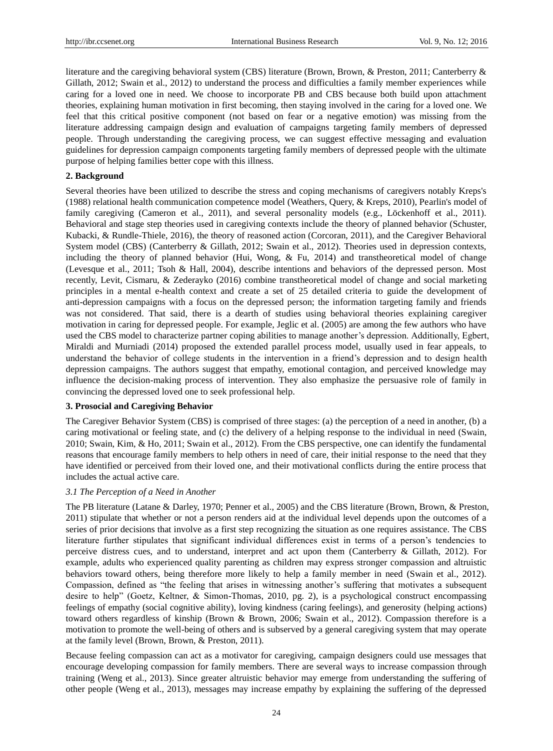literature and the caregiving behavioral system (CBS) literature (Brown, Brown, & Preston, 2011; Canterberry & Gillath, 2012; Swain et al., 2012) to understand the process and difficulties a family member experiences while caring for a loved one in need. We choose to incorporate PB and CBS because both build upon attachment theories, explaining human motivation in first becoming, then staying involved in the caring for a loved one. We feel that this critical positive component (not based on fear or a negative emotion) was missing from the literature addressing campaign design and evaluation of campaigns targeting family members of depressed people. Through understanding the caregiving process, we can suggest effective messaging and evaluation guidelines for depression campaign components targeting family members of depressed people with the ultimate purpose of helping families better cope with this illness.

## 2. Background

Several theories have been utilized to describe the stress and coping mechanisms of caregivers notably Kreps's (1988) relational health communication competence model (Weathers, Query, & Kreps, 2010), Pearlin's model of family caregiving (Cameron et al., 2011), and several personality models (e.g., Löckenhoff et al., 2011). Behavioral and stage step theories used in caregiving contexts include the theory of planned behavior (Schuster, Kubacki, & Rundle-Thiele, 2016), the theory of reasoned action (Corcoran, 2011), and the Caregiver Behavioral System model (CBS) (Canterberry & Gillath, 2012; Swain et al., 2012). Theories used in depression contexts, including the theory of planned behavior (Hui, Wong, & Fu, 2014) and transtheoretical model of change (Levesque et al., 2011; Tsoh & Hall, 2004), describe intentions and behaviors of the depressed person. Most recently, Levit, Cismaru, & Zederayko (2016) combine transtheoretical model of change and social marketing principles in a mental e-health context and create a set of 25 detailed criteria to guide the development of anti-depression campaigns with a focus on the depressed person; the information targeting family and friends was not considered. That said, there is a dearth of studies using behavioral theories explaining caregiver motivation in caring for depressed people. For example, Jeglic et al. (2005) are among the few authors who have used the CBS model to characterize partner coping abilities to manage another's depression. Additionally, Egbert, Miraldi and Murniadi (2014) proposed the extended parallel process model, usually used in fear appeals, to understand the behavior of college students in the intervention in a friend's depression and to design health depression campaigns. The authors suggest that empathy, emotional contagion, and perceived knowledge may influence the decision-making process of intervention. They also emphasize the persuasive role of family in convincing the depressed loved one to seek professional help.

## 3. Prosocial and Caregiving Behavior

The Caregiver Behavior System (CBS) is comprised of three stages: (a) the perception of a need in another, (b) a caring motivational or feeling state, and (c) the delivery of a helping response to the individual in need (Swain, 2010; Swain, Kim, & Ho, 2011; Swain et al., 2012). From the CBS perspective, one can identify the fundamental reasons that encourage family members to help others in need of care, their initial response to the need that they have identified or perceived from their loved one, and their motivational conflicts during the entire process that includes the actual active care.

### *3.1 The Perception of a Need in Another*

The PB literature (Latane & Darley, 1970; Penner et al., 2005) and the CBS literature (Brown, Brown, & Preston, 2011) stipulate that whether or not a person renders aid at the individual level depends upon the outcomes of a series of prior decisions that involve as a first step recognizing the situation as one requires assistance. The CBS literature further stipulates that significant individual differences exist in terms of a person's tendencies to perceive distress cues, and to understand, interpret and act upon them (Canterberry & Gillath, 2012). For example, adults who experienced quality parenting as children may express stronger compassion and altruistic behaviors toward others, being therefore more likely to help a family member in need (Swain et al., 2012). Compassion, defined as "the feeling that arises in witnessing another's suffering that motivates a subsequent desire to help" (Goetz, Keltner, & Simon-Thomas, 2010, pg. 2), is a psychological construct encompassing feelings of empathy (social cognitive ability), loving kindness (caring feelings), and generosity (helping actions) toward others regardless of kinship (Brown & Brown, 2006; Swain et al., 2012). Compassion therefore is a motivation to promote the well-being of others and is subserved by a general caregiving system that may operate at the family level (Brown, Brown, & Preston, 2011).

Because feeling compassion can act as a motivator for caregiving, campaign designers could use messages that encourage developing compassion for family members. There are several ways to increase compassion through training (Weng et al., 2013). Since greater altruistic behavior may emerge from understanding the suffering of other people (Weng et al., 2013), messages may increase empathy by explaining the suffering of the depressed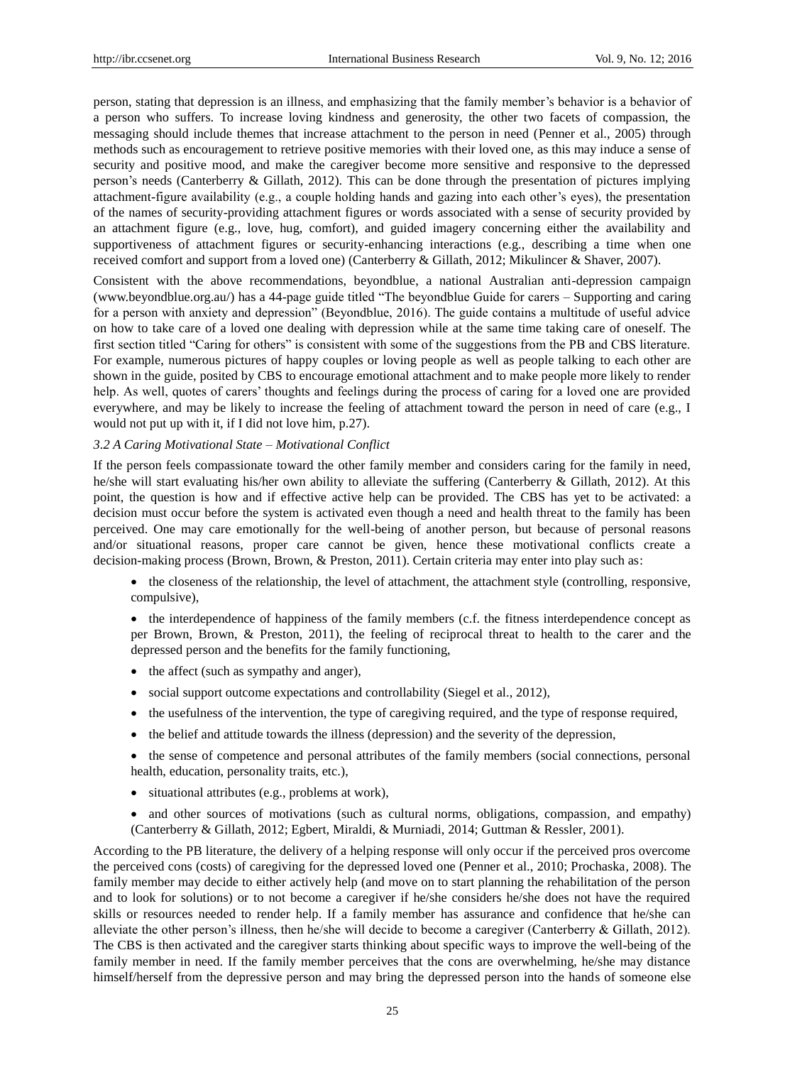person, stating that depression is an illness, and emphasizing that the family member's behavior is a behavior of a person who suffers. To increase loving kindness and generosity, the other two facets of compassion, the messaging should include themes that increase attachment to the person in need (Penner et al., 2005) through methods such as encouragement to retrieve positive memories with their loved one, as this may induce a sense of security and positive mood, and make the caregiver become more sensitive and responsive to the depressed person's needs (Canterberry & Gillath, 2012). This can be done through the presentation of pictures implying attachment-figure availability (e.g., a couple holding hands and gazing into each other's eyes), the presentation of the names of security-providing attachment figures or words associated with a sense of security provided by an attachment figure (e.g., love, hug, comfort), and guided imagery concerning either the availability and supportiveness of attachment figures or security-enhancing interactions (e.g., describing a time when one received comfort and support from a loved one) (Canterberry & Gillath, 2012; Mikulincer & Shaver, 2007).

Consistent with the above recommendations, beyondblue, a national Australian anti-depression campaign (www.beyondblue.org.au/) has a 44-page guide titled "The beyondblue Guide for carers – Supporting and caring for a person with anxiety and depression" (Beyondblue, 2016). The guide contains a multitude of useful advice on how to take care of a loved one dealing with depression while at the same time taking care of oneself. The first section titled "Caring for others" is consistent with some of the suggestions from the PB and CBS literature. For example, numerous pictures of happy couples or loving people as well as people talking to each other are shown in the guide, posited by CBS to encourage emotional attachment and to make people more likely to render help. As well, quotes of carers' thoughts and feelings during the process of caring for a loved one are provided everywhere, and may be likely to increase the feeling of attachment toward the person in need of care (e.g., I would not put up with it, if I did not love him, p.27).

### *3.2 A Caring Motivational State – Motivational Conflict*

If the person feels compassionate toward the other family member and considers caring for the family in need, he/she will start evaluating his/her own ability to alleviate the suffering (Canterberry & Gillath, 2012). At this point, the question is how and if effective active help can be provided. The CBS has yet to be activated: a decision must occur before the system is activated even though a need and health threat to the family has been perceived. One may care emotionally for the well-being of another person, but because of personal reasons and/or situational reasons, proper care cannot be given, hence these motivational conflicts create a decision-making process (Brown, Brown, & Preston, 2011). Certain criteria may enter into play such as:

- the closeness of the relationship, the level of attachment, the attachment style (controlling, responsive, compulsive),
- the interdependence of happiness of the family members (c.f. the fitness interdependence concept as per Brown, Brown, & Preston, 2011), the feeling of reciprocal threat to health to the carer and the depressed person and the benefits for the family functioning,
- the affect (such as sympathy and anger),
- social support outcome expectations and controllability (Siegel et al., 2012),
- the usefulness of the intervention, the type of caregiving required, and the type of response required,
- the belief and attitude towards the illness (depression) and the severity of the depression,
- the sense of competence and personal attributes of the family members (social connections, personal health, education, personality traits, etc.),
- situational attributes (e.g., problems at work),
- and other sources of motivations (such as cultural norms, obligations, compassion, and empathy) (Canterberry & Gillath, 2012; Egbert, Miraldi, & Murniadi, 2014; Guttman & Ressler, 2001).

According to the PB literature, the delivery of a helping response will only occur if the perceived pros overcome the perceived cons (costs) of caregiving for the depressed loved one (Penner et al., 2010; Prochaska, 2008). The family member may decide to either actively help (and move on to start planning the rehabilitation of the person and to look for solutions) or to not become a caregiver if he/she considers he/she does not have the required skills or resources needed to render help. If a family member has assurance and confidence that he/she can alleviate the other person's illness, then he/she will decide to become a caregiver (Canterberry & Gillath, 2012). The CBS is then activated and the caregiver starts thinking about specific ways to improve the well-being of the family member in need. If the family member perceives that the cons are overwhelming, he/she may distance himself/herself from the depressive person and may bring the depressed person into the hands of someone else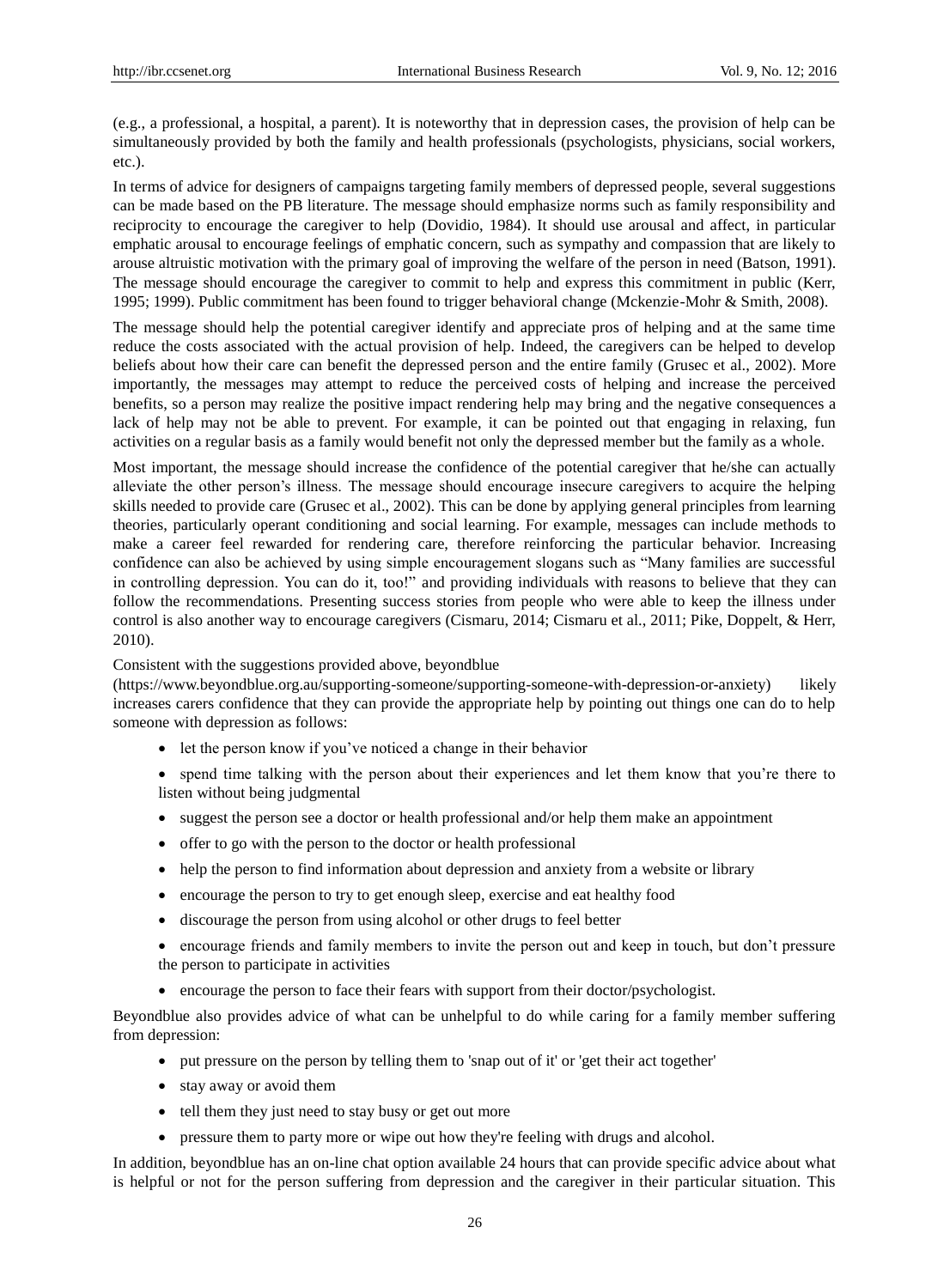(e.g., a professional, a hospital, a parent). It is noteworthy that in depression cases, the provision of help can be simultaneously provided by both the family and health professionals (psychologists, physicians, social workers, etc.).

In terms of advice for designers of campaigns targeting family members of depressed people, several suggestions can be made based on the PB literature. The message should emphasize norms such as family responsibility and reciprocity to encourage the caregiver to help (Dovidio, 1984). It should use arousal and affect, in particular emphatic arousal to encourage feelings of emphatic concern, such as sympathy and compassion that are likely to arouse altruistic motivation with the primary goal of improving the welfare of the person in need (Batson, 1991). The message should encourage the caregiver to commit to help and express this commitment in public (Kerr, 1995; 1999). Public commitment has been found to trigger behavioral change (Mckenzie-Mohr & Smith, 2008).

The message should help the potential caregiver identify and appreciate pros of helping and at the same time reduce the costs associated with the actual provision of help. Indeed, the caregivers can be helped to develop beliefs about how their care can benefit the depressed person and the entire family (Grusec et al., 2002). More importantly, the messages may attempt to reduce the perceived costs of helping and increase the perceived benefits, so a person may realize the positive impact rendering help may bring and the negative consequences a lack of help may not be able to prevent. For example, it can be pointed out that engaging in relaxing, fun activities on a regular basis as a family would benefit not only the depressed member but the family as a whole.

Most important, the message should increase the confidence of the potential caregiver that he/she can actually alleviate the other person's illness. The message should encourage insecure caregivers to acquire the helping skills needed to provide care (Grusec et al., 2002). This can be done by applying general principles from learning theories, particularly operant conditioning and social learning. For example, messages can include methods to make a career feel rewarded for rendering care, therefore reinforcing the particular behavior. Increasing confidence can also be achieved by using simple encouragement slogans such as "Many families are successful in controlling depression. You can do it, too!" and providing individuals with reasons to believe that they can follow the recommendations. Presenting success stories from people who were able to keep the illness under control is also another way to encourage caregivers (Cismaru, 2014; Cismaru et al., 2011; Pike, Doppelt, & Herr, 2010).

Consistent with the suggestions provided above, beyondblue (https://www.beyondblue.org.au/supporting-someone/supporting-someone-with-depression-or-anxiety) likely increases carers confidence that they can provide the appropriate help by pointing out things one can do to help someone with depression as follows:

- let the person know if you've noticed a change in their behavior
- spend time talking with the person about their experiences and let them know that you're there to listen without being judgmental
- suggest the person see a doctor or health professional and/or help them make an appointment
- offer to go with the person to the doctor or health professional
- help the person to find information about depression and anxiety from a website or library
- encourage the person to try to get enough sleep, exercise and eat healthy food
- discourage the person from using alcohol or other drugs to feel better
- encourage friends and family members to invite the person out and keep in touch, but don't pressure the person to participate in activities
- encourage the person to face their fears with support from their doctor/psychologist.

Beyondblue also provides advice of what can be unhelpful to do while caring for a family member suffering from depression:

- put pressure on the person by telling them to 'snap out of it' or 'get their act together'
- stay away or avoid them
- tell them they just need to stay busy or get out more
- pressure them to party more or wipe out how they're feeling with drugs and alcohol.

In addition, beyondblue has an on-line chat option available 24 hours that can provide specific advice about what is helpful or not for the person suffering from depression and the caregiver in their particular situation. This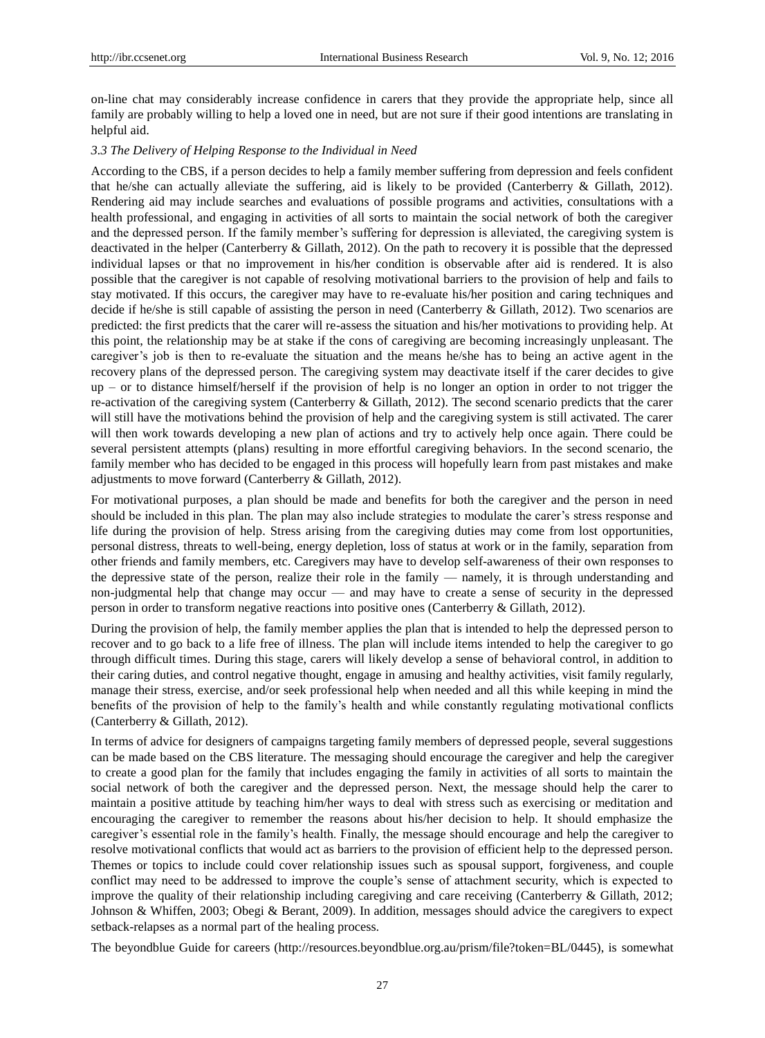on-line chat may considerably increase confidence in carers that they provide the appropriate help, since all family are probably willing to help a loved one in need, but are not sure if their good intentions are translating in helpful aid.

### *3.3 The Delivery of Helping Response to the Individual in Need*

According to the CBS, if a person decides to help a family member suffering from depression and feels confident that he/she can actually alleviate the suffering, aid is likely to be provided (Canterberry & Gillath, 2012). Rendering aid may include searches and evaluations of possible programs and activities, consultations with a health professional, and engaging in activities of all sorts to maintain the social network of both the caregiver and the depressed person. If the family member's suffering for depression is alleviated, the caregiving system is deactivated in the helper (Canterberry & Gillath, 2012). On the path to recovery it is possible that the depressed individual lapses or that no improvement in his/her condition is observable after aid is rendered. It is also possible that the caregiver is not capable of resolving motivational barriers to the provision of help and fails to stay motivated. If this occurs, the caregiver may have to re-evaluate his/her position and caring techniques and decide if he/she is still capable of assisting the person in need (Canterberry & Gillath, 2012). Two scenarios are predicted: the first predicts that the carer will re-assess the situation and his/her motivations to providing help. At this point, the relationship may be at stake if the cons of caregiving are becoming increasingly unpleasant. The caregiver's job is then to re-evaluate the situation and the means he/she has to being an active agent in the recovery plans of the depressed person. The caregiving system may deactivate itself if the carer decides to give up – or to distance himself/herself if the provision of help is no longer an option in order to not trigger the re-activation of the caregiving system (Canterberry & Gillath, 2012). The second scenario predicts that the carer will still have the motivations behind the provision of help and the caregiving system is still activated. The carer will then work towards developing a new plan of actions and try to actively help once again. There could be several persistent attempts (plans) resulting in more effortful caregiving behaviors. In the second scenario, the family member who has decided to be engaged in this process will hopefully learn from past mistakes and make adjustments to move forward (Canterberry & Gillath, 2012).

For motivational purposes, a plan should be made and benefits for both the caregiver and the person in need should be included in this plan. The plan may also include strategies to modulate the carer's stress response and life during the provision of help. Stress arising from the caregiving duties may come from lost opportunities, personal distress, threats to well-being, energy depletion, loss of status at work or in the family, separation from other friends and family members, etc. Caregivers may have to develop self-awareness of their own responses to the depressive state of the person, realize their role in the family — namely, it is through understanding and non-judgmental help that change may occur — and may have to create a sense of security in the depressed person in order to transform negative reactions into positive ones (Canterberry & Gillath, 2012).

During the provision of help, the family member applies the plan that is intended to help the depressed person to recover and to go back to a life free of illness. The plan will include items intended to help the caregiver to go through difficult times. During this stage, carers will likely develop a sense of behavioral control, in addition to their caring duties, and control negative thought, engage in amusing and healthy activities, visit family regularly, manage their stress, exercise, and/or seek professional help when needed and all this while keeping in mind the benefits of the provision of help to the family's health and while constantly regulating motivational conflicts (Canterberry & Gillath, 2012).

In terms of advice for designers of campaigns targeting family members of depressed people, several suggestions can be made based on the CBS literature. The messaging should encourage the caregiver and help the caregiver to create a good plan for the family that includes engaging the family in activities of all sorts to maintain the social network of both the caregiver and the depressed person. Next, the message should help the carer to maintain a positive attitude by teaching him/her ways to deal with stress such as exercising or meditation and encouraging the caregiver to remember the reasons about his/her decision to help. It should emphasize the caregiver's essential role in the family's health. Finally, the message should encourage and help the caregiver to resolve motivational conflicts that would act as barriers to the provision of efficient help to the depressed person. Themes or topics to include could cover relationship issues such as spousal support, forgiveness, and couple conflict may need to be addressed to improve the couple's sense of attachment security, which is expected to improve the quality of their relationship including caregiving and care receiving (Canterberry & Gillath, 2012; Johnson & Whiffen, 2003; Obegi & Berant, 2009). In addition, messages should advice the caregivers to expect setback-relapses as a normal part of the healing process.

The beyondblue Guide for careers (http://resources.beyondblue.org.au/prism/file?token=BL/0445), is somewhat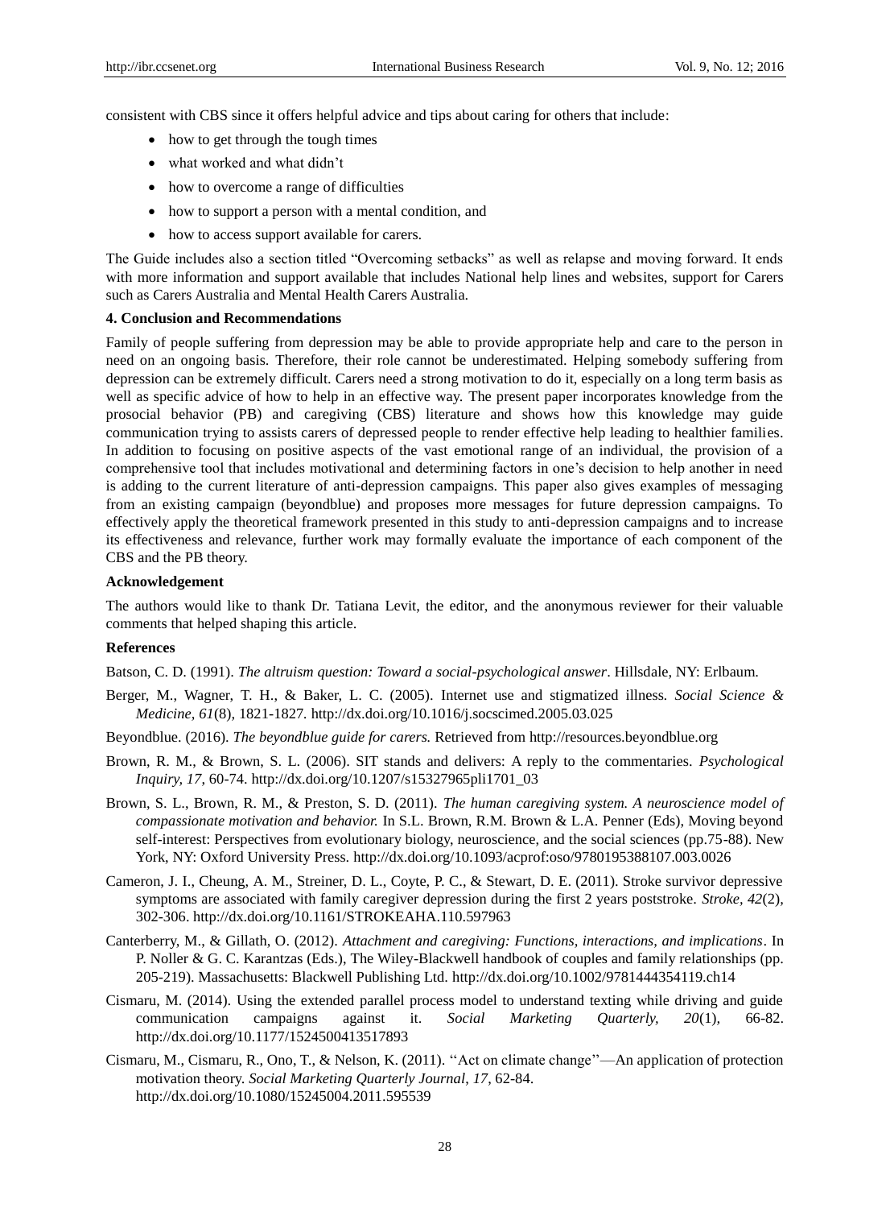consistent with CBS since it offers helpful advice and tips about caring for others that include:

- how to get through the tough times
- what worked and what didn't
- how to overcome a range of difficulties
- how to support a person with a mental condition, and
- how to access support available for carers.

The Guide includes also a section titled "Overcoming setbacks" as well as relapse and moving forward. It ends with more information and support available that includes National help lines and websites, support for Carers such as Carers Australia and Mental Health Carers Australia.

### 4. Conclusion and Recommendations

Family of people suffering from depression may be able to provide appropriate help and care to the person in need on an ongoing basis. Therefore, their role cannot be underestimated. Helping somebody suffering from depression can be extremely difficult. Carers need a strong motivation to do it, especially on a long term basis as well as specific advice of how to help in an effective way. The present paper incorporates knowledge from the prosocial behavior (PB) and caregiving (CBS) literature and shows how this knowledge may guide communication trying to assists carers of depressed people to render effective help leading to healthier families. In addition to focusing on positive aspects of the vast emotional range of an individual, the provision of a comprehensive tool that includes motivational and determining factors in one's decision to help another in need is adding to the current literature of anti-depression campaigns. This paper also gives examples of messaging from an existing campaign (beyondblue) and proposes more messages for future depression campaigns. To effectively apply the theoretical framework presented in this study to anti-depression campaigns and to increase its effectiveness and relevance, further work may formally evaluate the importance of each component of the CBS and the PB theory.

### Acknowledgement

The authors would like to thank Dr. Tatiana Levit, the editor, and the anonymous reviewer for their valuable comments that helped shaping this article.

### References

Batson, C. D. (1991). *The altruism question: Toward a social-psychological answer*. Hillsdale, NY: Erlbaum.

Berger, M., Wagner, T. H., & Baker, L. C. (2005). Internet use and stigmatized illness. *Social Science & Medicine, 61*(8), 1821-1827. http://dx.doi.org/10.1016/j.socscimed.2005.03.025

Beyondblue. (2016). *The beyondblue guide for carers.* Retrieved from http://resources.beyondblue.org

Brown, R. M., & Brown, S. L. (2006). SIT stands and delivers: A reply to the commentaries. *Psychological Inquiry, 17*, 60-74. http://dx.doi.org/10.1207/s15327965pli1701_03

Brown, S. L., Brown, R. M., & Preston, S. D. (2011). *The human caregiving system. A neuroscience model of compassionate motivation and behavior.* In S.L. Brown, R.M. Brown & L.A. Penner (Eds), Moving beyond self-interest: Perspectives from evolutionary biology, neuroscience, and the social sciences (pp.75-88). New York, NY: Oxford University Press. http://dx.doi.org/10.1093/acprof:oso/9780195388107.003.0026

Cameron, J. I., Cheung, A. M., Streiner, D. L., Coyte, P. C., & Stewart, D. E. (2011). Stroke survivor depressive symptoms are associated with family caregiver depression during the first 2 years poststroke. *Stroke, 42*(2), 302-306. http://dx.doi.org/10.1161/STROKEAHA.110.597963

Canterberry, M., & Gillath, O. (2012). *Attachment and caregiving: Functions, interactions, and implications*. In P. Noller & G. C. Karantzas (Eds.), The Wiley-Blackwell handbook of couples and family relationships (pp. 205-219). Massachusetts: Blackwell Publishing Ltd. http://dx.doi.org/10.1002/9781444354119.ch14

Cismaru, M. (2014). Using the extended parallel process model to understand texting while driving and guide communication campaigns against it. *Social Marketing Quarterly, 20*(1), 66-82. http://dx.doi.org/10.1177/1524500413517893

Cismaru, M., Cismaru, R., Ono, T., & Nelson, K. (2011). ''Act on climate change''—An application of protection motivation theory. *Social Marketing Quarterly Journal, 17*, 62-84. http://dx.doi.org/10.1080/15245004.2011.595539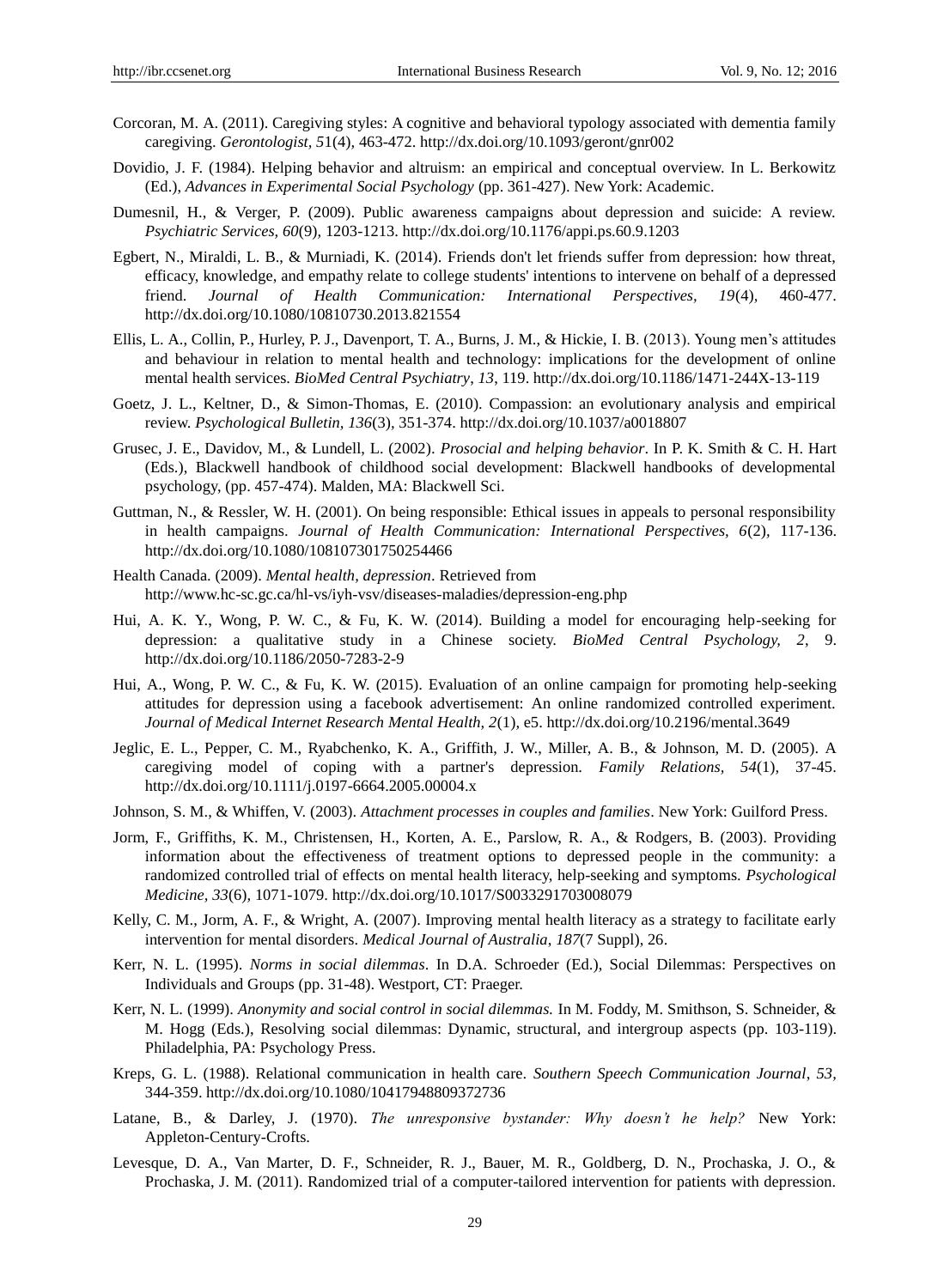Corcoran, M. A. (2011). Caregiving styles: A cognitive and behavioral typology associated with dementia family caregiving. *Gerontologist, 51*(4), 463-472. http://dx.doi.org/10.1093/geront/gnr002

Dovidio, J. F. (1984). Helping behavior and altruism: an empirical and conceptual overview. In L. Berkowitz (Ed.), *Advances in Experimental Social Psychology* (pp. 361-427). New York: Academic.

Dumesnil, H., & Verger, P. (2009). Public awareness campaigns about depression and suicide: A review. *Psychiatric Services, 60*(9), 1203-1213. http://dx.doi.org/10.1176/appi.ps.60.9.1203

Egbert, N., Miraldi, L. B., & Murniadi, K. (2014). Friends don't let friends suffer from depression: how threat, efficacy, knowledge, and empathy relate to college students' intentions to intervene on behalf of a depressed friend. *Journal of Health Communication: International Perspectives, 19*(4), 460-477. http://dx.doi.org/10.1080/10810730.2013.821554

Ellis, L. A., Collin, P., Hurley, P. J., Davenport, T. A., Burns, J. M., & Hickie, I. B. (2013). Young men's attitudes and behaviour in relation to mental health and technology: implications for the development of online mental health services. *BioMed Central Psychiatry, 13*, 119. http://dx.doi.org/10.1186/1471-244X-13-119

Goetz, J. L., Keltner, D., & Simon-Thomas, E. (2010). Compassion: an evolutionary analysis and empirical review. *Psychological Bulletin, 136*(3), 351-374. http://dx.doi.org/10.1037/a0018807

Grusec, J. E., Davidov, M., & Lundell, L. (2002). *Prosocial and helping behavior*. In P. K. Smith & C. H. Hart (Eds.), Blackwell handbook of childhood social development: Blackwell handbooks of developmental psychology, (pp. 457-474). Malden, MA: Blackwell Sci.

Guttman, N., & Ressler, W. H. (2001). On being responsible: Ethical issues in appeals to personal responsibility in health campaigns. *Journal of Health Communication: International Perspectives, 6*(2), 117-136. http://dx.doi.org/10.1080/108107301750254466

Health Canada. (2009). *Mental health, depression*. Retrieved from http://www.hc-sc.gc.ca/hl-vs/iyh-vsv/diseases-maladies/depression-eng.php

Hui, A. K. Y., Wong, P. W. C., & Fu, K. W. (2014). Building a model for encouraging help-seeking for depression: a qualitative study in a Chinese society. *BioMed Central Psychology, 2*, 9. http://dx.doi.org/10.1186/2050-7283-2-9

Hui, A., Wong, P. W. C., & Fu, K. W. (2015). Evaluation of an online campaign for promoting help-seeking attitudes for depression using a facebook advertisement: An online randomized controlled experiment. *Journal of Medical Internet Research Mental Health, 2*(1), e5. http://dx.doi.org/10.2196/mental.3649

Jeglic, E. L., Pepper, C. M., Ryabchenko, K. A., Griffith, J. W., Miller, A. B., & Johnson, M. D. (2005). A caregiving model of coping with a partner's depression. *Family Relations, 54*(1), 37-45. http://dx.doi.org/10.1111/j.0197-6664.2005.00004.x

Johnson, S. M., & Whiffen, V. (2003). *Attachment processes in couples and families*. New York: Guilford Press.

Jorm, F., Griffiths, K. M., Christensen, H., Korten, A. E., Parslow, R. A., & Rodgers, B. (2003). Providing information about the effectiveness of treatment options to depressed people in the community: a randomized controlled trial of effects on mental health literacy, help-seeking and symptoms. *Psychological Medicine, 33*(6), 1071-1079. http://dx.doi.org/10.1017/S0033291703008079

Kelly, C. M., Jorm, A. F., & Wright, A. (2007). Improving mental health literacy as a strategy to facilitate early intervention for mental disorders. *Medical Journal of Australia, 187*(7 Suppl), 26.

Kerr, N. L. (1995). *Norms in social dilemmas*. In D.A. Schroeder (Ed.), Social Dilemmas: Perspectives on Individuals and Groups (pp. 31-48). Westport, CT: Praeger.

Kerr, N. L. (1999). *Anonymity and social control in social dilemmas.* In M. Foddy, M. Smithson, S. Schneider, & M. Hogg (Eds.), Resolving social dilemmas: Dynamic, structural, and intergroup aspects (pp. 103-119). Philadelphia, PA: Psychology Press.

Kreps, G. L. (1988). Relational communication in health care. *Southern Speech Communication Journal, 53*, 344-359. http://dx.doi.org/10.1080/10417948809372736

Latane, B., & Darley, J. (1970). *The unresponsive bystander: Why doesn't he help?* New York: Appleton-Century-Crofts.

Levesque, D. A., Van Marter, D. F., Schneider, R. J., Bauer, M. R., Goldberg, D. N., Prochaska, J. O., & Prochaska, J. M. (2011). Randomized trial of a computer-tailored intervention for patients with depression.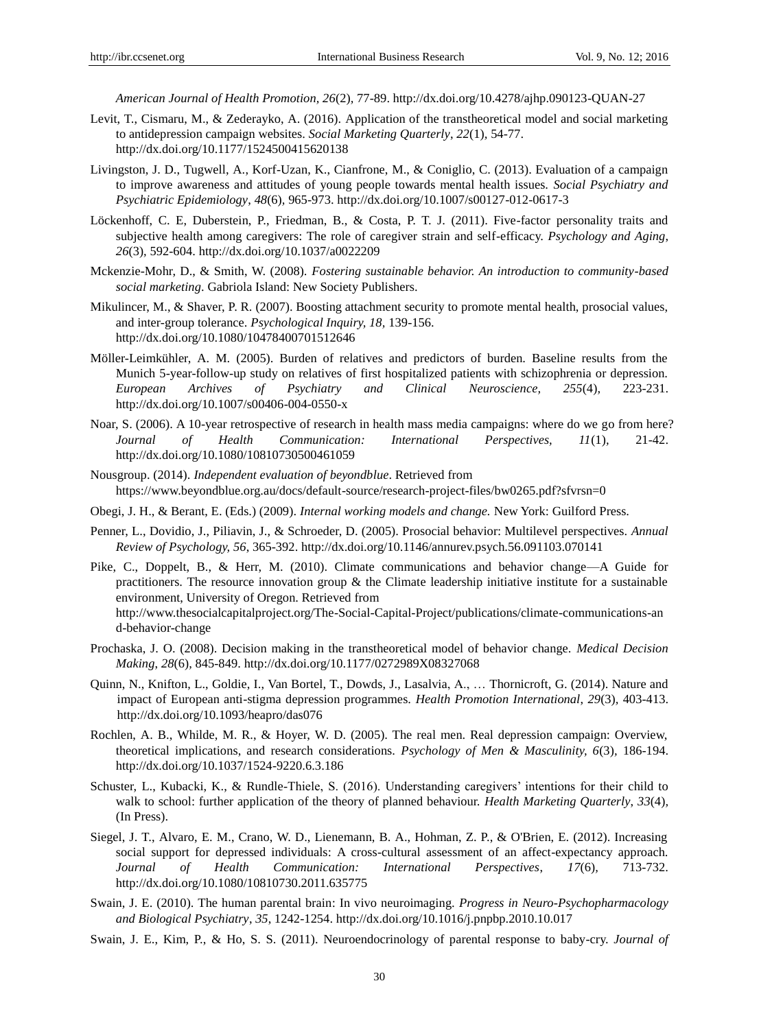*American Journal of Health Promotion, 26*(2), 77-89. http://dx.doi.org/10.4278/ajhp.090123-QUAN-27

Levit, T., Cismaru, M., & Zederayko, A. (2016). Application of the transtheoretical model and social marketing to antidepression campaign websites. *Social Marketing Quarterly*, *22*(1), 54-77. http://dx.doi.org/10.1177/1524500415620138

Livingston, J. D., Tugwell, A., Korf-Uzan, K., Cianfrone, M., & Coniglio, C. (2013). Evaluation of a campaign to improve awareness and attitudes of young people towards mental health issues. *Social Psychiatry and Psychiatric Epidemiology*, *48*(6), 965-973. http://dx.doi.org/10.1007/s00127-012-0617-3

Löckenhoff, C. E, Duberstein, P., Friedman, B., & Costa, P. T. J. (2011). Five-factor personality traits and subjective health among caregivers: The role of caregiver strain and self-efficacy. *Psychology and Aging*, *26*(3), 592-604. http://dx.doi.org/10.1037/a0022209

Mckenzie-Mohr, D., & Smith, W. (2008). *Fostering sustainable behavior. An introduction to community-based social marketing*. Gabriola Island: New Society Publishers.

Mikulincer, M., & Shaver, P. R. (2007). Boosting attachment security to promote mental health, prosocial values, and inter-group tolerance. *Psychological Inquiry, 18,* 139-156. http://dx.doi.org/10.1080/10478400701512646

Möller-Leimkühler, A. M. (2005). Burden of relatives and predictors of burden. Baseline results from the Munich 5-year-follow-up study on relatives of first hospitalized patients with schizophrenia or depression. *European Archives of Psychiatry and Clinical Neuroscience, 255*(4), 223-231. http://dx.doi.org/10.1007/s00406-004-0550-x

Noar, S. (2006). A 10-year retrospective of research in health mass media campaigns: where do we go from here? *Journal of Health Communication: International Perspectives, 11*(1), 21-42. http://dx.doi.org/10.1080/10810730500461059

Nousgroup. (2014). *Independent evaluation of beyondblue*. Retrieved from https://www.beyondblue.org.au/docs/default-source/research-project-files/bw0265.pdf?sfvrsn=0

Obegi, J. H., & Berant, E. (Eds.) (2009). *Internal working models and change.* New York: Guilford Press.

Penner, L., Dovidio, J., Piliavin, J., & Schroeder, D. (2005). Prosocial behavior: Multilevel perspectives. *Annual Review of Psychology, 56*, 365-392. http://dx.doi.org/10.1146/annurev.psych.56.091103.070141

Pike, C., Doppelt, B., & Herr, M. (2010). Climate communications and behavior change—A Guide for practitioners. The resource innovation group & the Climate leadership initiative institute for a sustainable environment, University of Oregon. Retrieved from http://www.thesocialcapitalproject.org/The-Social-Capital-Project/publications/climate-communications-and-behavior-change

Prochaska, J. O. (2008). Decision making in the transtheoretical model of behavior change. *Medical Decision Making*, *28*(6), 845-849. http://dx.doi.org/10.1177/0272989X08327068

Quinn, N., Knifton, L., Goldie, I., Van Bortel, T., Dowds, J., Lasalvia, A., … Thornicroft, G. (2014). Nature and impact of European anti-stigma depression programmes. *Health Promotion International*, *29*(3), 403-413. http://dx.doi.org/10.1093/heapro/das076

Rochlen, A. B., Whilde, M. R., & Hoyer, W. D. (2005). The real men. Real depression campaign: Overview, theoretical implications, and research considerations. *Psychology of Men & Masculinity, 6*(3), 186-194. http://dx.doi.org/10.1037/1524-9220.6.3.186

Schuster, L., Kubacki, K., & Rundle-Thiele, S. (2016). Understanding caregivers' intentions for their child to walk to school: further application of the theory of planned behaviour. *Health Marketing Quarterly*, *33*(4), (In Press).

Siegel, J. T., Alvaro, E. M., Crano, W. D., Lienemann, B. A., Hohman, Z. P., & O'Brien, E. (2012). Increasing social support for depressed individuals: A cross-cultural assessment of an affect-expectancy approach. *Journal of Health Communication: International Perspectives*, *17*(6), 713-732. http://dx.doi.org/10.1080/10810730.2011.635775

Swain, J. E. (2010). The human parental brain: In vivo neuroimaging. *Progress in Neuro-Psychopharmacology and Biological Psychiatry*, *35*, 1242-1254. http://dx.doi.org/10.1016/j.pnpbp.2010.10.017

Swain, J. E., Kim, P., & Ho, S. S. (2011). Neuroendocrinology of parental response to baby-cry. *Journal of*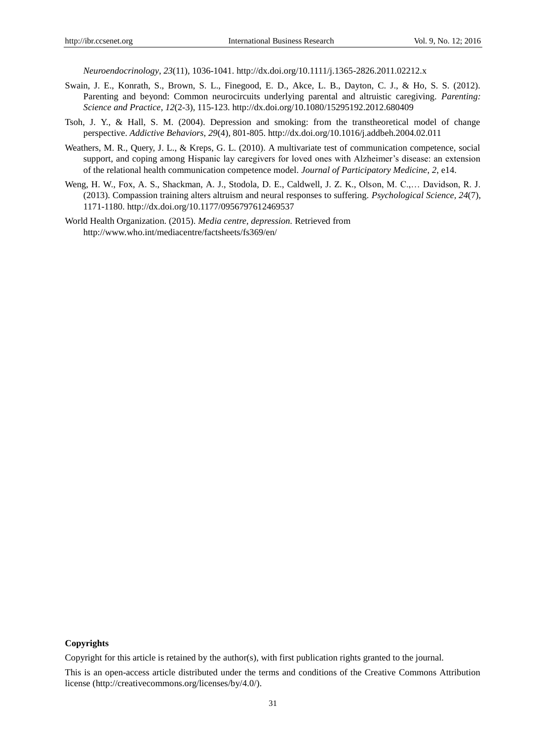*Neuroendocrinology*, *23*(11), 1036-1041. http://dx.doi.org/10.1111/j.1365-2826.2011.02212.x

Swain, J. E., Konrath, S., Brown, S. L., Finegood, E. D., Akce, L. B., Dayton, C. J., & Ho, S. S. (2012). Parenting and beyond: Common neurocircuits underlying parental and altruistic caregiving. *Parenting: Science and Practice*, *12*(2-3), 115-123. http://dx.doi.org/10.1080/15295192.2012.680409

Tsoh, J. Y., & Hall, S. M. (2004). Depression and smoking: from the transtheoretical model of change perspective. *Addictive Behaviors*, *29*(4), 801-805. http://dx.doi.org/10.1016/j.addbeh.2004.02.011

Weathers, M. R., Query, J. L., & Kreps, G. L. (2010). A multivariate test of communication competence, social support, and coping among Hispanic lay caregivers for loved ones with Alzheimer's disease: an extension of the relational health communication competence model. *Journal of Participatory Medicine*, *2*, e14.

Weng, H. W., Fox, A. S., Shackman, A. J., Stodola, D. E., Caldwell, J. Z. K., Olson, M. C.,… Davidson, R. J. (2013). Compassion training alters altruism and neural responses to suffering. *Psychological Science*, *24*(7), 1171-1180. http://dx.doi.org/10.1177/0956797612469537

World Health Organization. (2015). *Media centre, depression.* Retrieved from http://www.who.int/mediacentre/factsheets/fs369/en/

**Copyrights**

Copyright for this article is retained by the author(s), with first publication rights granted to the journal.

This is an open-access article distributed under the terms and conditions of the Creative Commons Attribution license (http://creativecommons.org/licenses/by/4.0/).